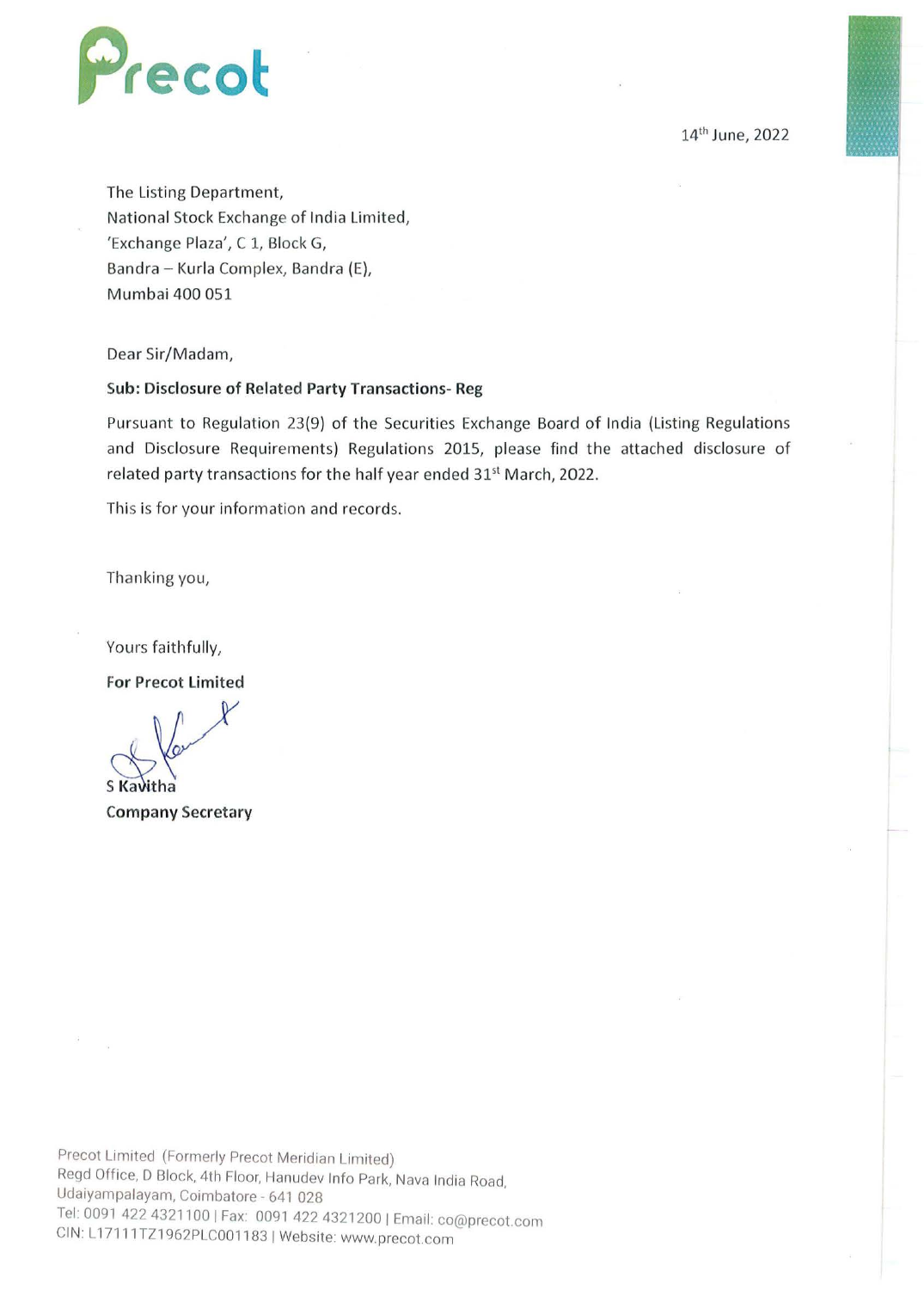Precot

14th June, 2022

The Listing Department,
National Stock Exchange of India Limited,
'Exchange Plaza', C 1, Block G,
Bandra – Kurla Complex, Bandra (E),
Mumbai 400 051

Dear Sir/Madam,

**Sub: Disclosure of Related Party Transactions- Reg**

Pursuant to Regulation 23(9) of the Securities Exchange Board of India (Listing Regulations and Disclosure Requirements) Regulations 2015, please find the attached disclosure of related party transactions for the half year ended 31st March, 2022.

This is for your information and records.

Thanking you,

Yours faithfully,

**For Precot Limited**

S Kavitha
**Company Secretary**

Precot Limited (Formerly Precot Meridian Limited)
Regd Office, D Block, 4th Floor, Hanudev Info Park, Nava India Road,
Udaiyampalayam, Coimbatore - 641 028
Tel: 0091 422 4321100 | Fax: 0091 422 4321200 | Email: co@precot.com
CIN: L17111TZ1962PLC001183 | Website: www.precot.com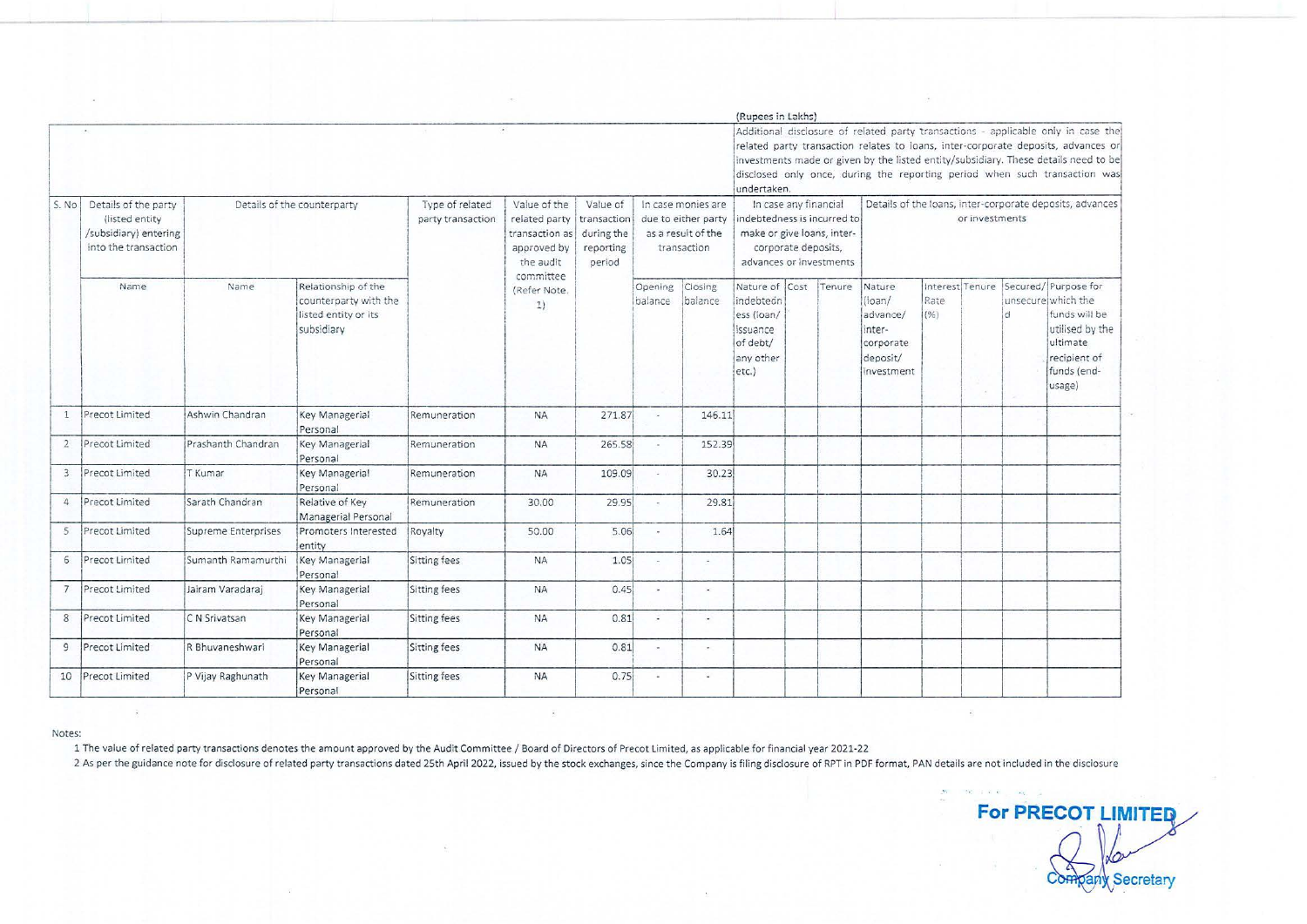(Rupees in Lakhs)

| S. No | Details of the party (listed entity /subsidiary) entering into the transaction | Details of the counterparty | | Type of related party transaction | Value of the related party transaction as approved by the audit committee (Refer Note. 1) | Value of transaction during the reporting period | In case monies are due to either party as a result of the transaction | | Additional disclosure of related party transactions - applicable only in case the related party transaction relates to loans, inter-corporate deposits, advances or investments made or given by the listed entity/subsidiary. These details need to be disclosed only once, during the reporting period when such transaction was undertaken. In case any financial indebtedness is incurred to make or give loans, inter-corporate deposits, advances or investments | | | Details of the loans, inter-corporate deposits, advances or investments | | | | |
|---|---|---|---|---|---|---|---|---|---|---|---|---|---|---|---|---|
| | Name | Name | Relationship of the counterparty with the listed entity or its subsidiary | | | | Opening balance | Closing balance | Nature of indebtedness (loan/ issuance of debt/ any other etc.) | Cost | Tenure | Nature (loan/ advance/ inter-corporate deposit/ investment | Interest Rate (%) | Tenure | Secured/ unsecured | Purpose for which the funds will be utilised by the ultimate recipient of funds (end-usage) |
| 1 | Precot Limited | Ashwin Chandran | Key Managerial Personal | Remuneration | NA | 271.87 | - | 146.11 | | | | | | | | |
| 2 | Precot Limited | Prashanth Chandran | Key Managerial Personal | Remuneration | NA | 265.58 | - | 152.39 | | | | | | | | |
| 3 | Precot Limited | T Kumar | Key Managerial Personal | Remuneration | NA | 109.09 | - | 30.23 | | | | | | | | |
| 4 | Precot Limited | Sarath Chandran | Relative of Key Managerial Personal | Remuneration | 30.00 | 29.95 | - | 29.81 | | | | | | | | |
| 5 | Precot Limited | Supreme Enterprises | Promoters Interested entity | Royalty | 50.00 | 5.06 | - | 1.64 | | | | | | | | |
| 6 | Precot Limited | Sumanth Ramamurthi | Key Managerial Personal | Sitting fees | NA | 1.05 | - | - | | | | | | | | |
| 7 | Precot Limited | Jairam Varadaraj | Key Managerial Personal | Sitting fees | NA | 0.45 | - | - | | | | | | | | |
| 8 | Precot Limited | C N Srivatsan | Key Managerial Personal | Sitting fees | NA | 0.81 | - | - | | | | | | | | |
| 9 | Precot Limited | R Bhuvaneshwari | Key Managerial Personal | Sitting fees | NA | 0.81 | - | - | | | | | | | | |
| 10 | Precot Limited | P Vijay Raghunath | Key Managerial Personal | Sitting fees | NA | 0.75 | - | - | | | | | | | | |

Notes:

1 The value of related party transactions denotes the amount approved by the Audit Committee / Board of Directors of Precot Limited, as applicable for financial year 2021-22

2 As per the guidance note for disclosure of related party transactions dated 25th April 2022, issued by the stock exchanges, since the Company is filing disclosure of RPT in PDF format, PAN details are not included in the disclosure

**For PRECOT LIMITED**

Company Secretary